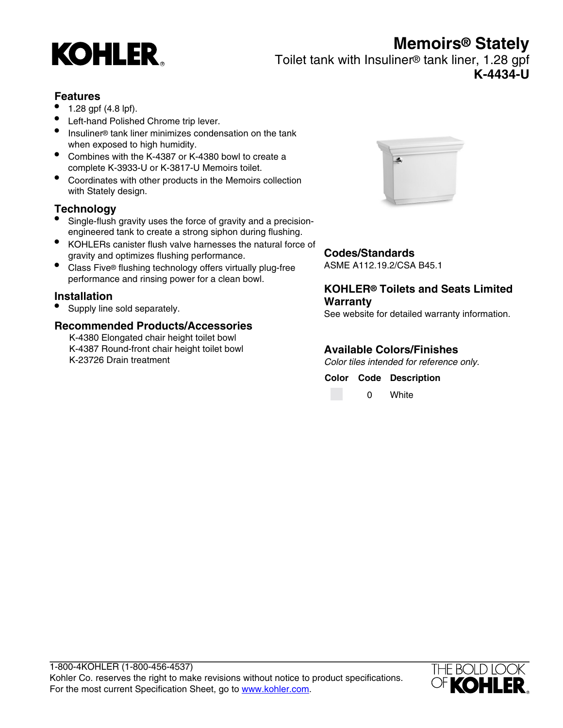KOHLER

# Memoirs® Stately

Toilet tank with Insuliner® tank liner, 1.28 gpf

**K-4434-U**

## Features

- 1.28 gpf (4.8 lpf).
- Left-hand Polished Chrome trip lever.
- Insuliner® tank liner minimizes condensation on the tank when exposed to high humidity.
- Combines with the K-4387 or K-4380 bowl to create a complete K-3933-U or K-3817-U Memoirs toilet.
- Coordinates with other products in the Memoirs collection with Stately design.

## Technology

- Single-flush gravity uses the force of gravity and a precision-engineered tank to create a strong siphon during flushing.
- KOHLERs canister flush valve harnesses the natural force of gravity and optimizes flushing performance.
- Class Five® flushing technology offers virtually plug-free performance and rinsing power for a clean bowl.

## Installation

- Supply line sold separately.

## Recommended Products/Accessories

K-4380 Elongated chair height toilet bowl
K-4387 Round-front chair height toilet bowl
K-23726 Drain treatment

## Codes/Standards

ASME A112.19.2/CSA B45.1

## KOHLER® Toilets and Seats Limited Warranty

See website for detailed warranty information.

## Available Colors/Finishes

*Color tiles intended for reference only.*

| Color | Code | Description |
|---|---|---|
| | 0 | White |

1-800-4KOHLER (1-800-456-4537)
Kohler Co. reserves the right to make revisions without notice to product specifications.
For the most current Specification Sheet, go to www.kohler.com.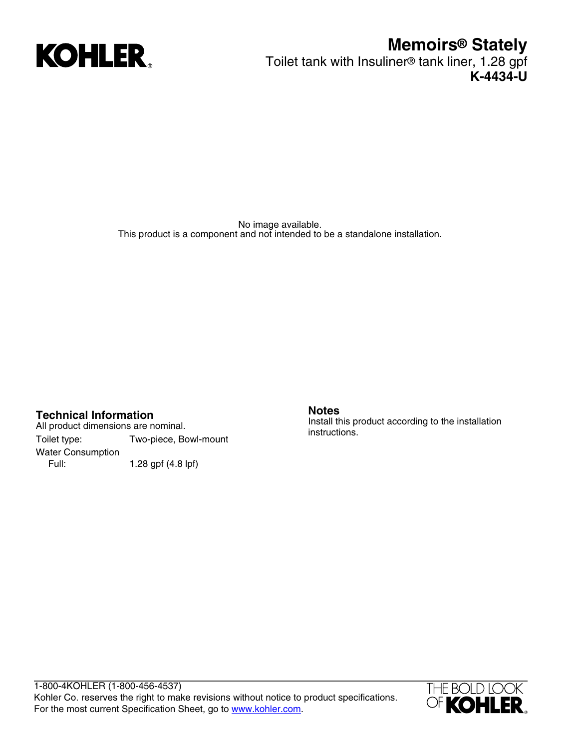# Memoirs® Stately

Toilet tank with Insuliner® tank liner, 1.28 gpf

**K-4434-U**

No image available.
This product is a component and not intended to be a standalone installation.

## Technical Information

All product dimensions are nominal.

| | |
|---|---|
| Toilet type: | Two-piece, Bowl-mount |
| Water Consumption | |
| Full: | 1.28 gpf (4.8 lpf) |

## Notes

Install this product according to the installation instructions.

1-800-4KOHLER (1-800-456-4537)
Kohler Co. reserves the right to make revisions without notice to product specifications.
For the most current Specification Sheet, go to www.kohler.com.

THE BOLD LOOK OF KOHLER®